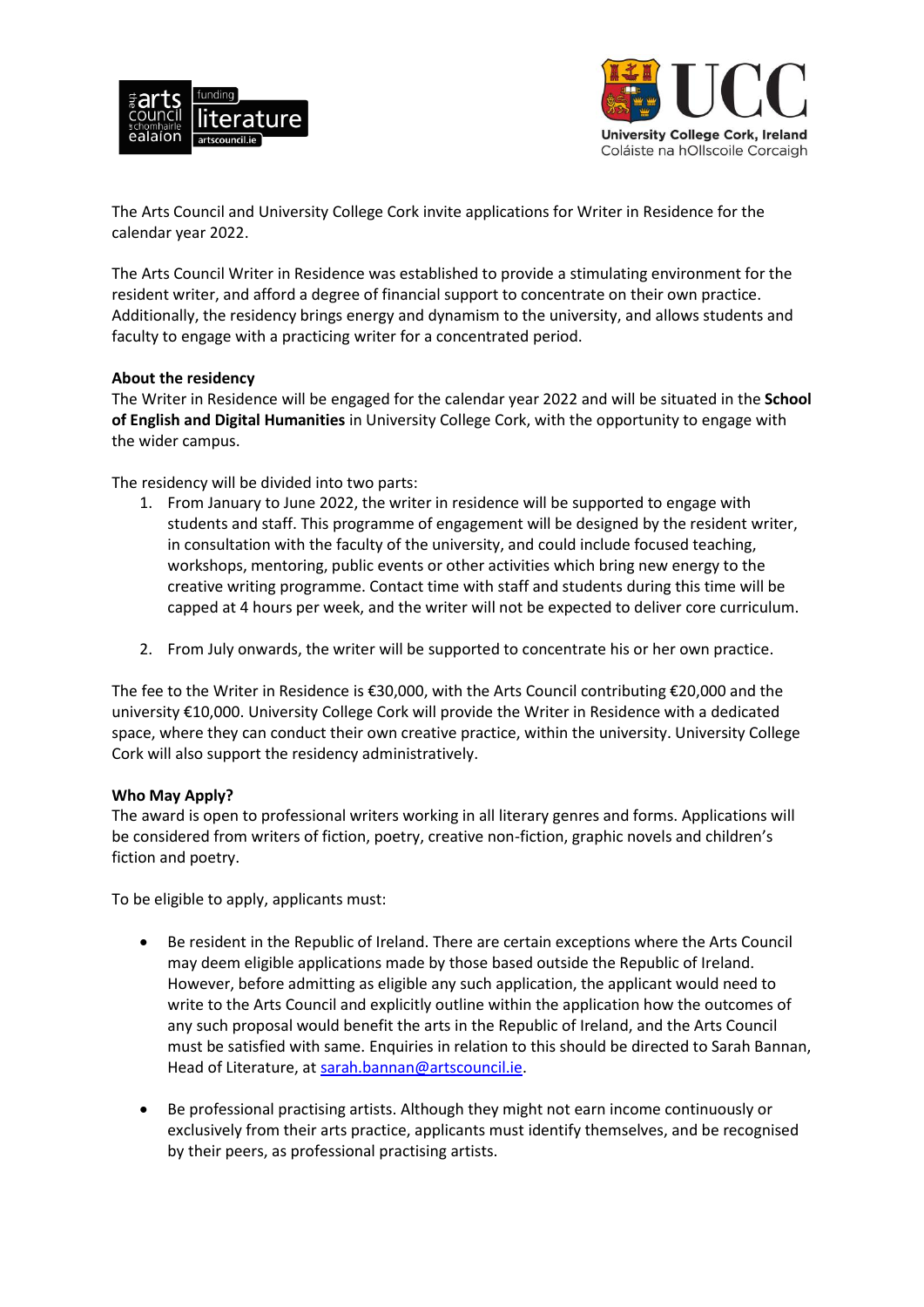The Arts Council and University College Cork invite applications for Writer in Residence for the calendar year 2022.

The Arts Council Writer in Residence was established to provide a stimulating environment for the resident writer, and afford a degree of financial support to concentrate on their own practice. Additionally, the residency brings energy and dynamism to the university, and allows students and faculty to engage with a practicing writer for a concentrated period.

**About the residency**

The Writer in Residence will be engaged for the calendar year 2022 and will be situated in the **School of English and Digital Humanities** in University College Cork, with the opportunity to engage with the wider campus.

The residency will be divided into two parts:

1. From January to June 2022, the writer in residence will be supported to engage with students and staff. This programme of engagement will be designed by the resident writer, in consultation with the faculty of the university, and could include focused teaching, workshops, mentoring, public events or other activities which bring new energy to the creative writing programme. Contact time with staff and students during this time will be capped at 4 hours per week, and the writer will not be expected to deliver core curriculum.

2. From July onwards, the writer will be supported to concentrate his or her own practice.

The fee to the Writer in Residence is €30,000, with the Arts Council contributing €20,000 and the university €10,000. University College Cork will provide the Writer in Residence with a dedicated space, where they can conduct their own creative practice, within the university. University College Cork will also support the residency administratively.

**Who May Apply?**

The award is open to professional writers working in all literary genres and forms. Applications will be considered from writers of fiction, poetry, creative non-fiction, graphic novels and children's fiction and poetry.

To be eligible to apply, applicants must:

- Be resident in the Republic of Ireland. There are certain exceptions where the Arts Council may deem eligible applications made by those based outside the Republic of Ireland. However, before admitting as eligible any such application, the applicant would need to write to the Arts Council and explicitly outline within the application how the outcomes of any such proposal would benefit the arts in the Republic of Ireland, and the Arts Council must be satisfied with same. Enquiries in relation to this should be directed to Sarah Bannan, Head of Literature, at sarah.bannan@artscouncil.ie.

- Be professional practising artists. Although they might not earn income continuously or exclusively from their arts practice, applicants must identify themselves, and be recognised by their peers, as professional practising artists.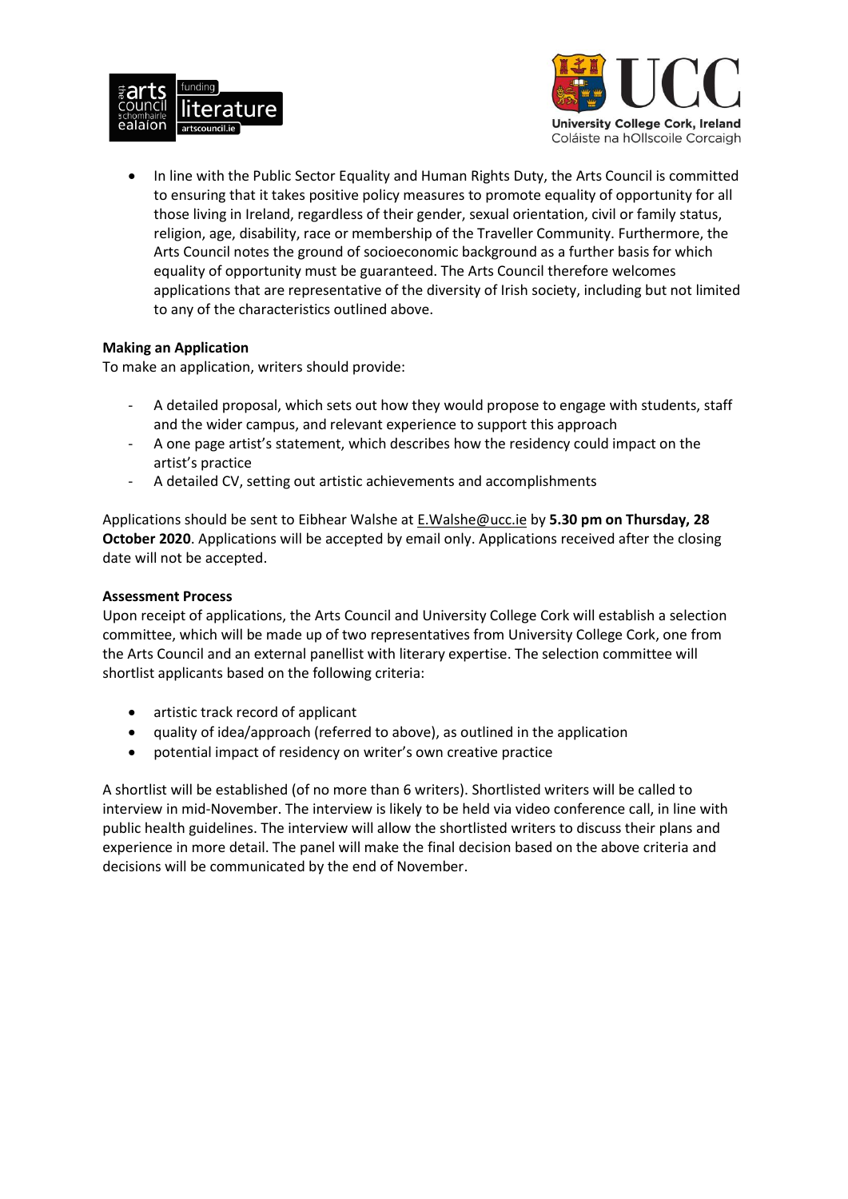- In line with the Public Sector Equality and Human Rights Duty, the Arts Council is committed to ensuring that it takes positive policy measures to promote equality of opportunity for all those living in Ireland, regardless of their gender, sexual orientation, civil or family status, religion, age, disability, race or membership of the Traveller Community. Furthermore, the Arts Council notes the ground of socioeconomic background as a further basis for which equality of opportunity must be guaranteed. The Arts Council therefore welcomes applications that are representative of the diversity of Irish society, including but not limited to any of the characteristics outlined above.

**Making an Application**

To make an application, writers should provide:

- A detailed proposal, which sets out how they would propose to engage with students, staff and the wider campus, and relevant experience to support this approach
- A one page artist's statement, which describes how the residency could impact on the artist's practice
- A detailed CV, setting out artistic achievements and accomplishments

Applications should be sent to Eibhear Walshe at E.Walshe@ucc.ie by **5.30 pm on Thursday, 28 October 2020**. Applications will be accepted by email only. Applications received after the closing date will not be accepted.

**Assessment Process**

Upon receipt of applications, the Arts Council and University College Cork will establish a selection committee, which will be made up of two representatives from University College Cork, one from the Arts Council and an external panellist with literary expertise. The selection committee will shortlist applicants based on the following criteria:

- artistic track record of applicant
- quality of idea/approach (referred to above), as outlined in the application
- potential impact of residency on writer's own creative practice

A shortlist will be established (of no more than 6 writers). Shortlisted writers will be called to interview in mid-November. The interview is likely to be held via video conference call, in line with public health guidelines. The interview will allow the shortlisted writers to discuss their plans and experience in more detail. The panel will make the final decision based on the above criteria and decisions will be communicated by the end of November.